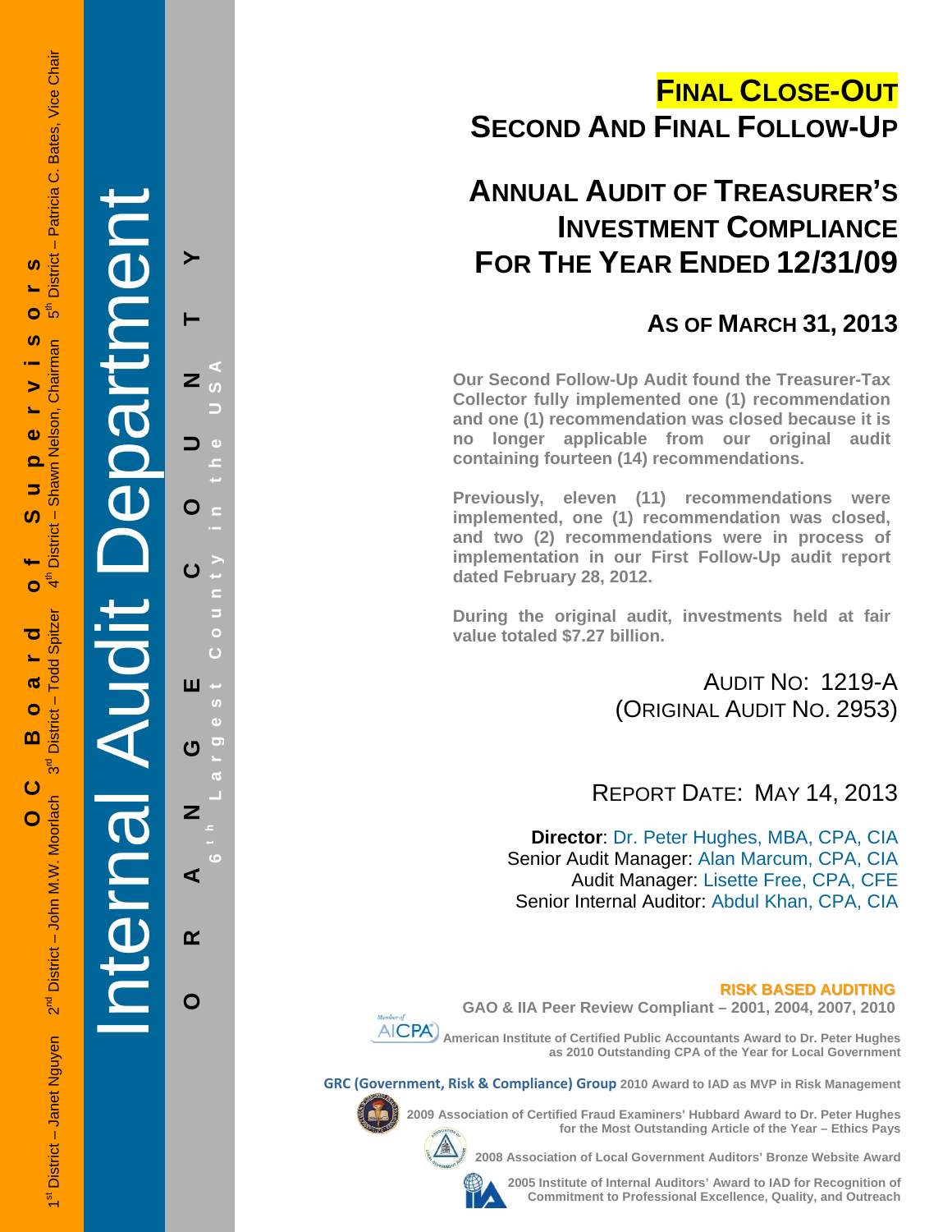OC Board of Supervisors

1st District – Janet Nguyen 2nd District – John M.W. Moorlach 3rd District – Todd Spitzer 4th District – Shawn Nelson, Chairman 5th District – Patricia C. Bates, Vice Chair

Internal Audit Department

ORANGE COUNTY

6th Largest County in the USA

# FINAL CLOSE-OUT

# SECOND AND FINAL FOLLOW-UP

# ANNUAL AUDIT OF TREASURER'S INVESTMENT COMPLIANCE FOR THE YEAR ENDED 12/31/09

## AS OF MARCH 31, 2013

**Our Second Follow-Up Audit found the Treasurer-Tax Collector fully implemented one (1) recommendation and one (1) recommendation was closed because it is no longer applicable from our original audit containing fourteen (14) recommendations.**

**Previously, eleven (11) recommendations were implemented, one (1) recommendation was closed, and two (2) recommendations were in process of implementation in our First Follow-Up audit report dated February 28, 2012.**

**During the original audit, investments held at fair value totaled $7.27 billion.**

AUDIT NO: 1219-A
(ORIGINAL AUDIT NO. 2953)

REPORT DATE: MAY 14, 2013

**Director**: Dr. Peter Hughes, MBA, CPA, CIA
Senior Audit Manager: Alan Marcum, CPA, CIA
Audit Manager: Lisette Free, CPA, CFE
Senior Internal Auditor: Abdul Khan, CPA, CIA

**RISK BASED AUDITING**

**GAO & IIA Peer Review Compliant – 2001, 2004, 2007, 2010**

Member of AICPA

**American Institute of Certified Public Accountants Award to Dr. Peter Hughes as 2010 Outstanding CPA of the Year for Local Government**

**GRC (Government, Risk & Compliance) Group 2010 Award to IAD as MVP in Risk Management**

**2009 Association of Certified Fraud Examiners' Hubbard Award to Dr. Peter Hughes for the Most Outstanding Article of the Year – Ethics Pays**

**2008 Association of Local Government Auditors' Bronze Website Award**

**2005 Institute of Internal Auditors' Award to IAD for Recognition of Commitment to Professional Excellence, Quality, and Outreach**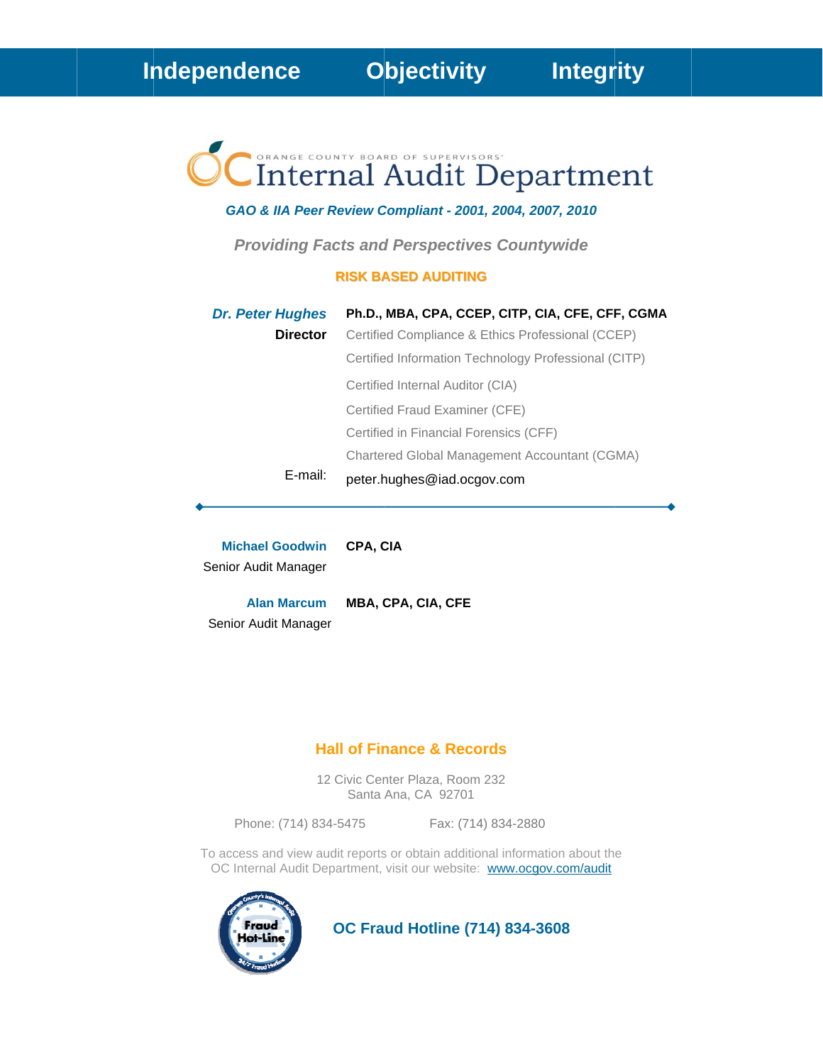**Independence** **Objectivity** **Integrity**

# OC Internal Audit Department

ORANGE COUNTY BOARD OF SUPERVISORS'

***GAO & IIA Peer Review Compliant - 2001, 2004, 2007, 2010***

***Providing Facts and Perspectives Countywide***

**RISK BASED AUDITING**

***Dr. Peter Hughes*** **Ph.D., MBA, CPA, CCEP, CITP, CIA, CFE, CFF, CGMA**
**Director**

Certified Compliance & Ethics Professional (CCEP)
Certified Information Technology Professional (CITP)
Certified Internal Auditor (CIA)
Certified Fraud Examiner (CFE)
Certified in Financial Forensics (CFF)
Chartered Global Management Accountant (CGMA)

E-mail: peter.hughes@iad.ocgov.com

---

**Michael Goodwin** **CPA, CIA**
Senior Audit Manager

**Alan Marcum** **MBA, CPA, CIA, CFE**
Senior Audit Manager

## Hall of Finance & Records

12 Civic Center Plaza, Room 232
Santa Ana, CA 92701

Phone: (714) 834-5475 Fax: (714) 834-2880

To access and view audit reports or obtain additional information about the OC Internal Audit Department, visit our website: [www.ocgov.com/audit](http://www.ocgov.com/audit)

**OC Fraud Hotline (714) 834-3608**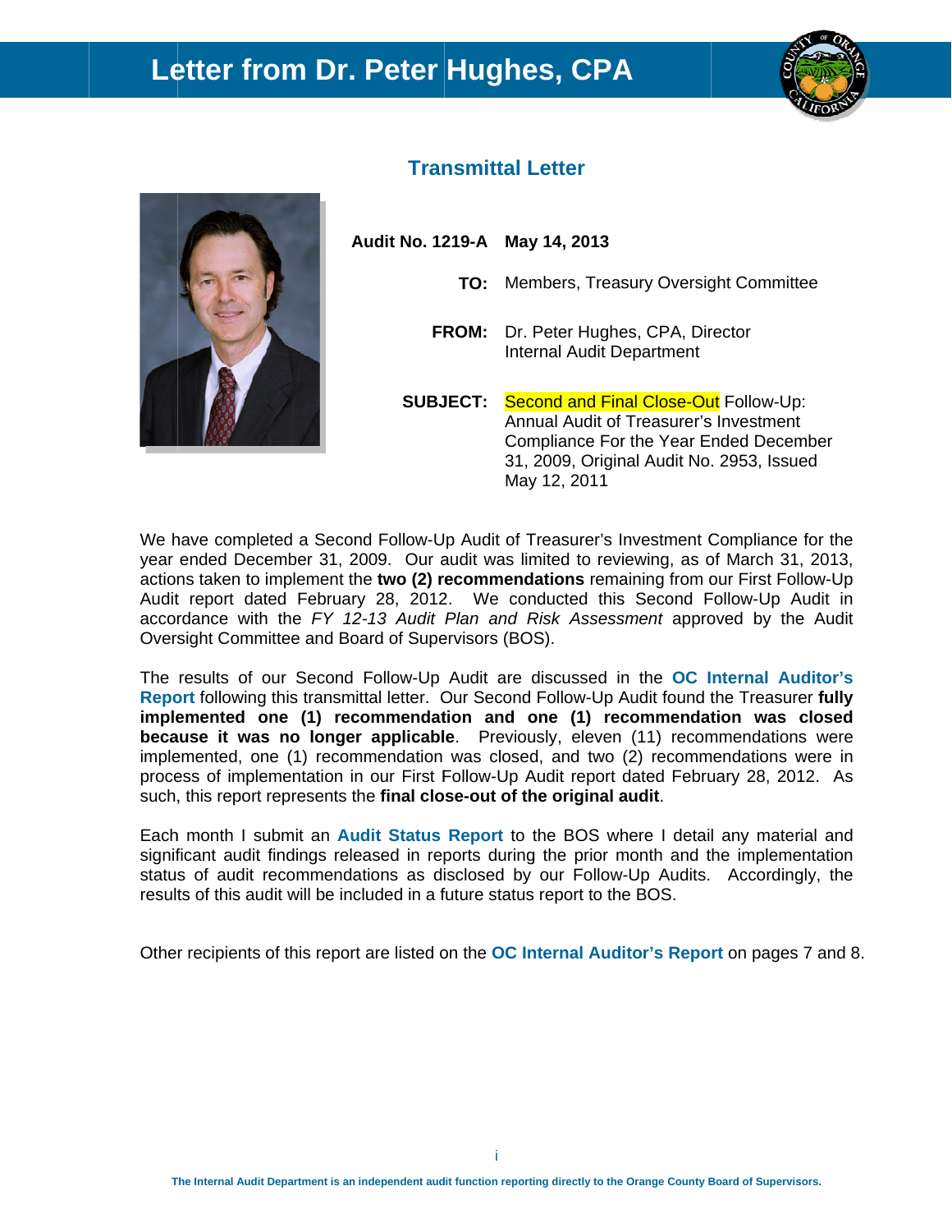# Letter from Dr. Peter Hughes, CPA

## Transmittal Letter

**Audit No. 1219-A** **May 14, 2013**

**TO:** Members, Treasury Oversight Committee

**FROM:** Dr. Peter Hughes, CPA, Director
Internal Audit Department

**SUBJECT:** Second and Final Close-Out Follow-Up: Annual Audit of Treasurer's Investment Compliance For the Year Ended December 31, 2009, Original Audit No. 2953, Issued May 12, 2011

We have completed a Second Follow-Up Audit of Treasurer's Investment Compliance for the year ended December 31, 2009. Our audit was limited to reviewing, as of March 31, 2013, actions taken to implement the **two (2) recommendations** remaining from our First Follow-Up Audit report dated February 28, 2012. We conducted this Second Follow-Up Audit in accordance with the *FY 12-13 Audit Plan and Risk Assessment* approved by the Audit Oversight Committee and Board of Supervisors (BOS).

The results of our Second Follow-Up Audit are discussed in the **OC Internal Auditor's Report** following this transmittal letter. Our Second Follow-Up Audit found the Treasurer **fully implemented one (1) recommendation and one (1) recommendation was closed because it was no longer applicable**. Previously, eleven (11) recommendations were implemented, one (1) recommendation was closed, and two (2) recommendations were in process of implementation in our First Follow-Up Audit report dated February 28, 2012. As such, this report represents the **final close-out of the original audit**.

Each month I submit an **Audit Status Report** to the BOS where I detail any material and significant audit findings released in reports during the prior month and the implementation status of audit recommendations as disclosed by our Follow-Up Audits. Accordingly, the results of this audit will be included in a future status report to the BOS.

Other recipients of this report are listed on the **OC Internal Auditor's Report** on pages 7 and 8.

The Internal Audit Department is an independent audit function reporting directly to the Orange County Board of Supervisors.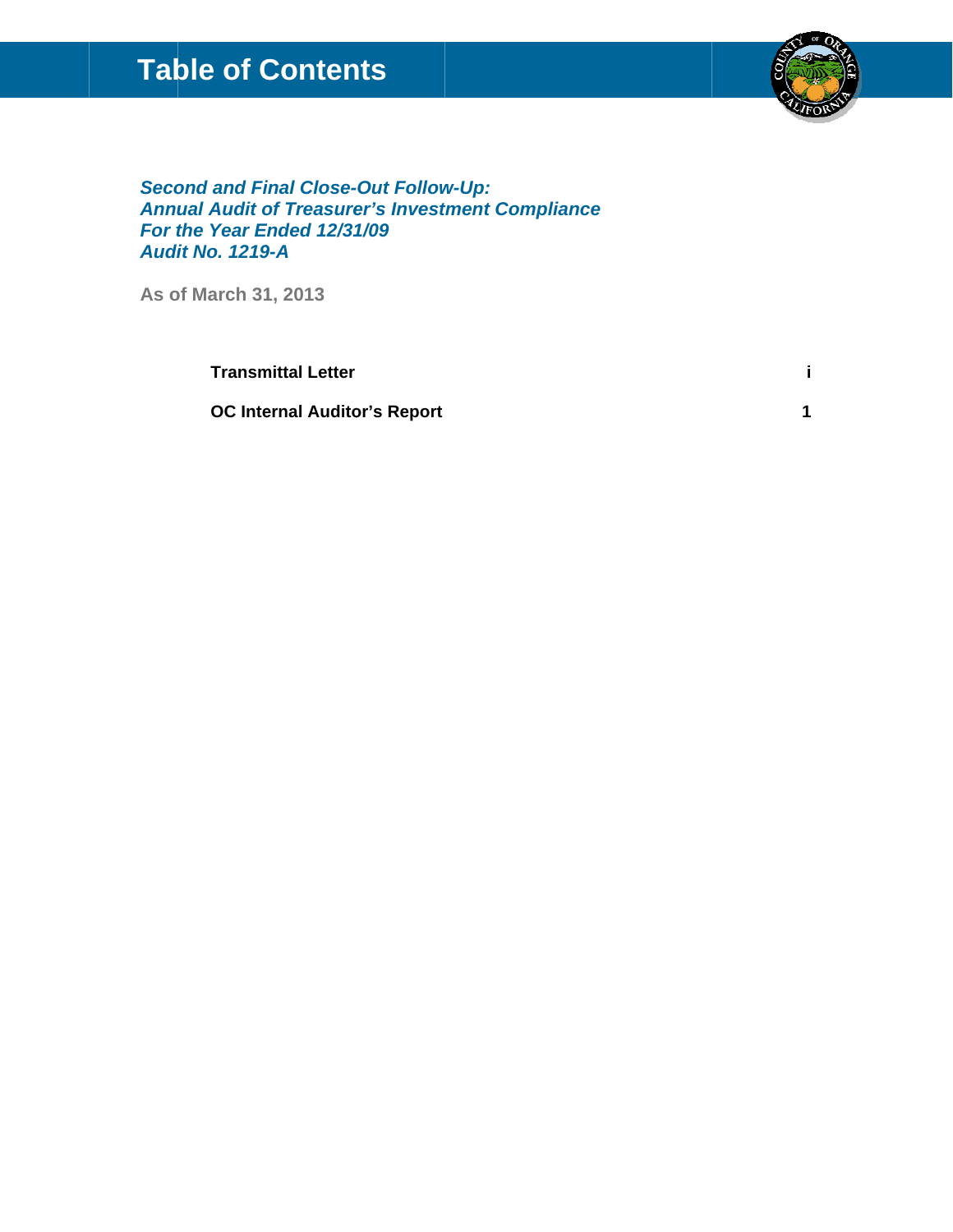# Table of Contents

***Second and Final Close-Out Follow-Up:***
***Annual Audit of Treasurer's Investment Compliance***
***For the Year Ended 12/31/09***
***Audit No. 1219-A***

**As of March 31, 2013**

| | |
|---|---|
| **Transmittal Letter** | **i** |
| **OC Internal Auditor's Report** | **1** |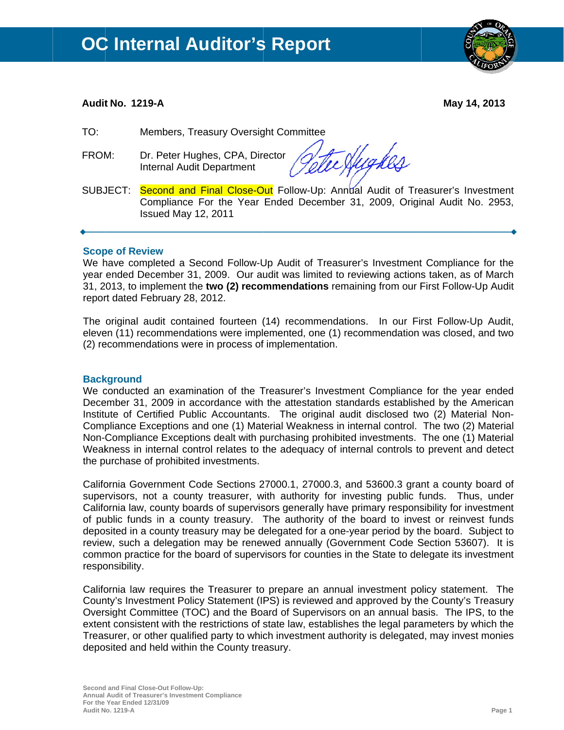# OC Internal Auditor's Report

**Audit No. 1219-A** **May 14, 2013**

TO: Members, Treasury Oversight Committee

FROM: Dr. Peter Hughes, CPA, Director
Internal Audit Department

SUBJECT: Second and Final Close-Out Follow-Up: Annual Audit of Treasurer's Investment Compliance For the Year Ended December 31, 2009, Original Audit No. 2953, Issued May 12, 2011

---

## Scope of Review

We have completed a Second Follow-Up Audit of Treasurer's Investment Compliance for the year ended December 31, 2009. Our audit was limited to reviewing actions taken, as of March 31, 2013, to implement the **two (2) recommendations** remaining from our First Follow-Up Audit report dated February 28, 2012.

The original audit contained fourteen (14) recommendations. In our First Follow-Up Audit, eleven (11) recommendations were implemented, one (1) recommendation was closed, and two (2) recommendations were in process of implementation.

## Background

We conducted an examination of the Treasurer's Investment Compliance for the year ended December 31, 2009 in accordance with the attestation standards established by the American Institute of Certified Public Accountants. The original audit disclosed two (2) Material Non-Compliance Exceptions and one (1) Material Weakness in internal control. The two (2) Material Non-Compliance Exceptions dealt with purchasing prohibited investments. The one (1) Material Weakness in internal control relates to the adequacy of internal controls to prevent and detect the purchase of prohibited investments.

California Government Code Sections 27000.1, 27000.3, and 53600.3 grant a county board of supervisors, not a county treasurer, with authority for investing public funds. Thus, under California law, county boards of supervisors generally have primary responsibility for investment of public funds in a county treasury. The authority of the board to invest or reinvest funds deposited in a county treasury may be delegated for a one-year period by the board. Subject to review, such a delegation may be renewed annually (Government Code Section 53607). It is common practice for the board of supervisors for counties in the State to delegate its investment responsibility.

California law requires the Treasurer to prepare an annual investment policy statement. The County's Investment Policy Statement (IPS) is reviewed and approved by the County's Treasury Oversight Committee (TOC) and the Board of Supervisors on an annual basis. The IPS, to the extent consistent with the restrictions of state law, establishes the legal parameters by which the Treasurer, or other qualified party to which investment authority is delegated, may invest monies deposited and held within the County treasury.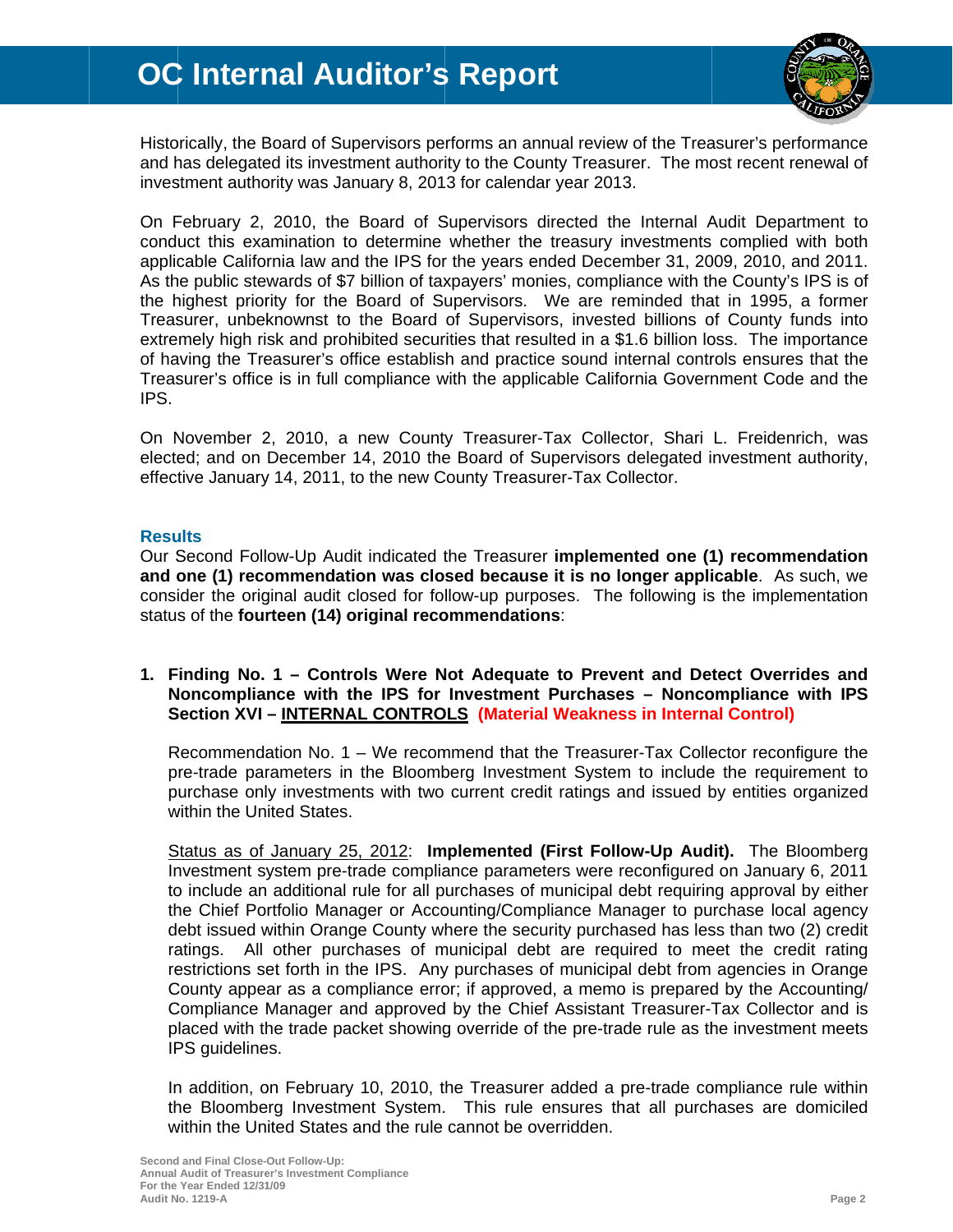Historically, the Board of Supervisors performs an annual review of the Treasurer's performance and has delegated its investment authority to the County Treasurer. The most recent renewal of investment authority was January 8, 2013 for calendar year 2013.

On February 2, 2010, the Board of Supervisors directed the Internal Audit Department to conduct this examination to determine whether the treasury investments complied with both applicable California law and the IPS for the years ended December 31, 2009, 2010, and 2011. As the public stewards of $7 billion of taxpayers' monies, compliance with the County's IPS is of the highest priority for the Board of Supervisors. We are reminded that in 1995, a former Treasurer, unbeknownst to the Board of Supervisors, invested billions of County funds into extremely high risk and prohibited securities that resulted in a $1.6 billion loss. The importance of having the Treasurer's office establish and practice sound internal controls ensures that the Treasurer's office is in full compliance with the applicable California Government Code and the IPS.

On November 2, 2010, a new County Treasurer-Tax Collector, Shari L. Freidenrich, was elected; and on December 14, 2010 the Board of Supervisors delegated investment authority, effective January 14, 2011, to the new County Treasurer-Tax Collector.

## Results

Our Second Follow-Up Audit indicated the Treasurer **implemented one (1) recommendation and one (1) recommendation was closed because it is no longer applicable**. As such, we consider the original audit closed for follow-up purposes. The following is the implementation status of the **fourteen (14) original recommendations**:

1. **Finding No. 1 – Controls Were Not Adequate to Prevent and Detect Overrides and Noncompliance with the IPS for Investment Purchases – Noncompliance with IPS Section XVI – INTERNAL CONTROLS (Material Weakness in Internal Control)**

   Recommendation No. 1 – We recommend that the Treasurer-Tax Collector reconfigure the pre-trade parameters in the Bloomberg Investment System to include the requirement to purchase only investments with two current credit ratings and issued by entities organized within the United States.

   Status as of January 25, 2012: **Implemented (First Follow-Up Audit).** The Bloomberg Investment system pre-trade compliance parameters were reconfigured on January 6, 2011 to include an additional rule for all purchases of municipal debt requiring approval by either the Chief Portfolio Manager or Accounting/Compliance Manager to purchase local agency debt issued within Orange County where the security purchased has less than two (2) credit ratings. All other purchases of municipal debt are required to meet the credit rating restrictions set forth in the IPS. Any purchases of municipal debt from agencies in Orange County appear as a compliance error; if approved, a memo is prepared by the Accounting/ Compliance Manager and approved by the Chief Assistant Treasurer-Tax Collector and is placed with the trade packet showing override of the pre-trade rule as the investment meets IPS guidelines.

   In addition, on February 10, 2010, the Treasurer added a pre-trade compliance rule within the Bloomberg Investment System. This rule ensures that all purchases are domiciled within the United States and the rule cannot be overridden.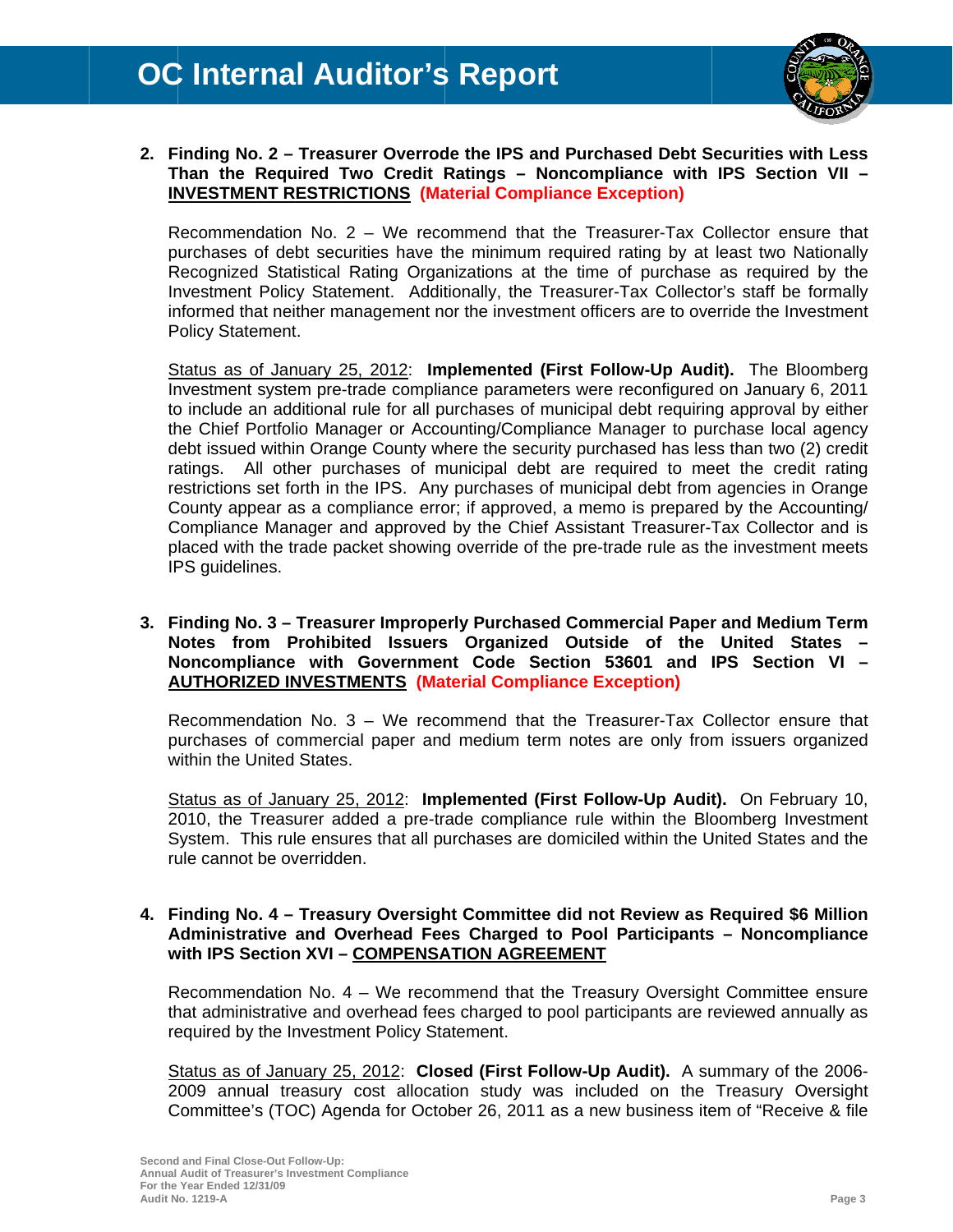2. **Finding No. 2 – Treasurer Overrode the IPS and Purchased Debt Securities with Less Than the Required Two Credit Ratings – Noncompliance with IPS Section VII – INVESTMENT RESTRICTIONS (Material Compliance Exception)**

   Recommendation No. 2 – We recommend that the Treasurer-Tax Collector ensure that purchases of debt securities have the minimum required rating by at least two Nationally Recognized Statistical Rating Organizations at the time of purchase as required by the Investment Policy Statement. Additionally, the Treasurer-Tax Collector's staff be formally informed that neither management nor the investment officers are to override the Investment Policy Statement.

   Status as of January 25, 2012: **Implemented (First Follow-Up Audit).** The Bloomberg Investment system pre-trade compliance parameters were reconfigured on January 6, 2011 to include an additional rule for all purchases of municipal debt requiring approval by either the Chief Portfolio Manager or Accounting/Compliance Manager to purchase local agency debt issued within Orange County where the security purchased has less than two (2) credit ratings. All other purchases of municipal debt are required to meet the credit rating restrictions set forth in the IPS. Any purchases of municipal debt from agencies in Orange County appear as a compliance error; if approved, a memo is prepared by the Accounting/ Compliance Manager and approved by the Chief Assistant Treasurer-Tax Collector and is placed with the trade packet showing override of the pre-trade rule as the investment meets IPS guidelines.

3. **Finding No. 3 – Treasurer Improperly Purchased Commercial Paper and Medium Term Notes from Prohibited Issuers Organized Outside of the United States – Noncompliance with Government Code Section 53601 and IPS Section VI – AUTHORIZED INVESTMENTS (Material Compliance Exception)**

   Recommendation No. 3 – We recommend that the Treasurer-Tax Collector ensure that purchases of commercial paper and medium term notes are only from issuers organized within the United States.

   Status as of January 25, 2012: **Implemented (First Follow-Up Audit).** On February 10, 2010, the Treasurer added a pre-trade compliance rule within the Bloomberg Investment System. This rule ensures that all purchases are domiciled within the United States and the rule cannot be overridden.

4. **Finding No. 4 – Treasury Oversight Committee did not Review as Required $6 Million Administrative and Overhead Fees Charged to Pool Participants – Noncompliance with IPS Section XVI – COMPENSATION AGREEMENT**

   Recommendation No. 4 – We recommend that the Treasury Oversight Committee ensure that administrative and overhead fees charged to pool participants are reviewed annually as required by the Investment Policy Statement.

   Status as of January 25, 2012: **Closed (First Follow-Up Audit).** A summary of the 2006-2009 annual treasury cost allocation study was included on the Treasury Oversight Committee's (TOC) Agenda for October 26, 2011 as a new business item of "Receive & file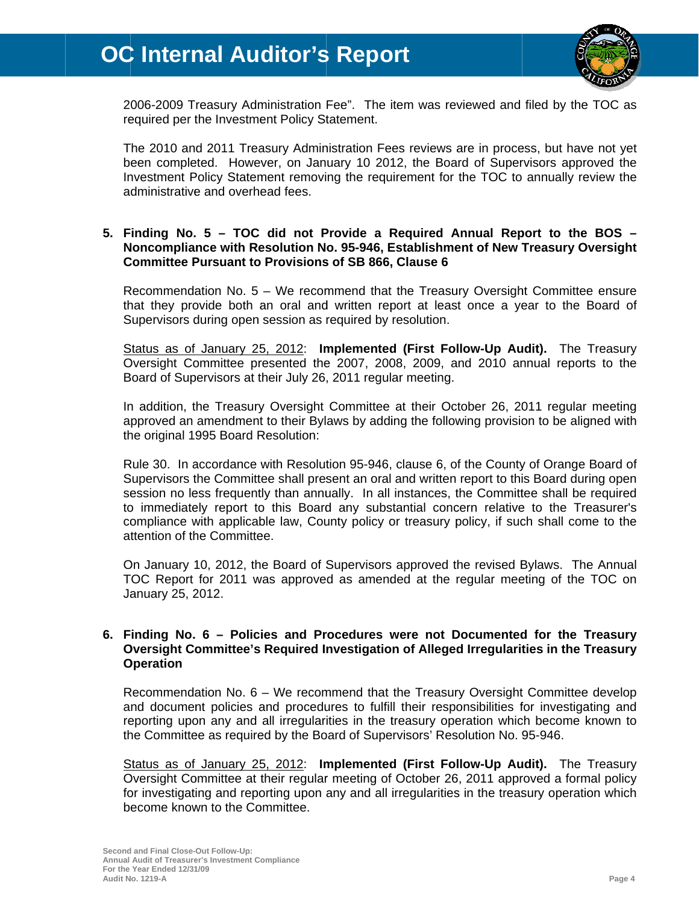2006-2009 Treasury Administration Fee". The item was reviewed and filed by the TOC as required per the Investment Policy Statement.

The 2010 and 2011 Treasury Administration Fees reviews are in process, but have not yet been completed. However, on January 10 2012, the Board of Supervisors approved the Investment Policy Statement removing the requirement for the TOC to annually review the administrative and overhead fees.

5. **Finding No. 5 – TOC did not Provide a Required Annual Report to the BOS – Noncompliance with Resolution No. 95-946, Establishment of New Treasury Oversight Committee Pursuant to Provisions of SB 866, Clause 6**

   Recommendation No. 5 – We recommend that the Treasury Oversight Committee ensure that they provide both an oral and written report at least once a year to the Board of Supervisors during open session as required by resolution.

   Status as of January 25, 2012: **Implemented (First Follow-Up Audit).** The Treasury Oversight Committee presented the 2007, 2008, 2009, and 2010 annual reports to the Board of Supervisors at their July 26, 2011 regular meeting.

   In addition, the Treasury Oversight Committee at their October 26, 2011 regular meeting approved an amendment to their Bylaws by adding the following provision to be aligned with the original 1995 Board Resolution:

   Rule 30. In accordance with Resolution 95-946, clause 6, of the County of Orange Board of Supervisors the Committee shall present an oral and written report to this Board during open session no less frequently than annually. In all instances, the Committee shall be required to immediately report to this Board any substantial concern relative to the Treasurer's compliance with applicable law, County policy or treasury policy, if such shall come to the attention of the Committee.

   On January 10, 2012, the Board of Supervisors approved the revised Bylaws. The Annual TOC Report for 2011 was approved as amended at the regular meeting of the TOC on January 25, 2012.

6. **Finding No. 6 – Policies and Procedures were not Documented for the Treasury Oversight Committee's Required Investigation of Alleged Irregularities in the Treasury Operation**

   Recommendation No. 6 – We recommend that the Treasury Oversight Committee develop and document policies and procedures to fulfill their responsibilities for investigating and reporting upon any and all irregularities in the treasury operation which become known to the Committee as required by the Board of Supervisors' Resolution No. 95-946.

   Status as of January 25, 2012: **Implemented (First Follow-Up Audit).** The Treasury Oversight Committee at their regular meeting of October 26, 2011 approved a formal policy for investigating and reporting upon any and all irregularities in the treasury operation which become known to the Committee.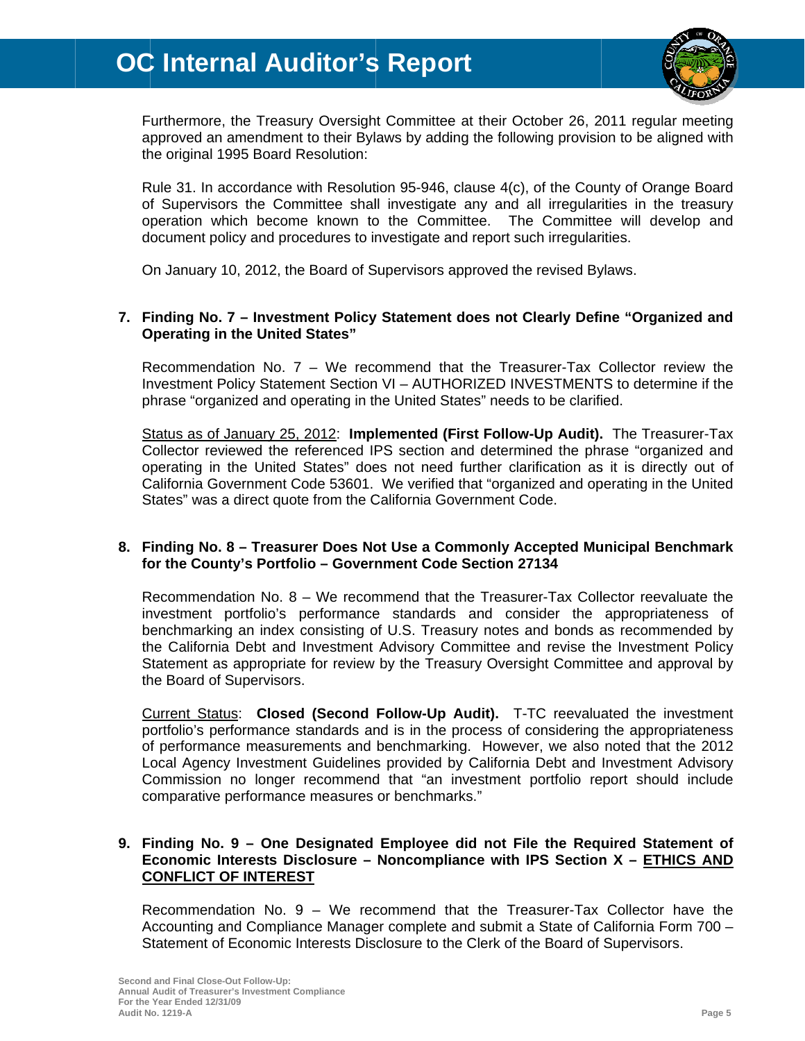Furthermore, the Treasury Oversight Committee at their October 26, 2011 regular meeting approved an amendment to their Bylaws by adding the following provision to be aligned with the original 1995 Board Resolution:

Rule 31. In accordance with Resolution 95-946, clause 4(c), of the County of Orange Board of Supervisors the Committee shall investigate any and all irregularities in the treasury operation which become known to the Committee. The Committee will develop and document policy and procedures to investigate and report such irregularities.

On January 10, 2012, the Board of Supervisors approved the revised Bylaws.

**7. Finding No. 7 – Investment Policy Statement does not Clearly Define "Organized and Operating in the United States"**

Recommendation No. 7 – We recommend that the Treasurer-Tax Collector review the Investment Policy Statement Section VI – AUTHORIZED INVESTMENTS to determine if the phrase "organized and operating in the United States" needs to be clarified.

<u>Status as of January 25, 2012</u>: **Implemented (First Follow-Up Audit).** The Treasurer-Tax Collector reviewed the referenced IPS section and determined the phrase "organized and operating in the United States" does not need further clarification as it is directly out of California Government Code 53601. We verified that "organized and operating in the United States" was a direct quote from the California Government Code.

**8. Finding No. 8 – Treasurer Does Not Use a Commonly Accepted Municipal Benchmark for the County's Portfolio – Government Code Section 27134**

Recommendation No. 8 – We recommend that the Treasurer-Tax Collector reevaluate the investment portfolio's performance standards and consider the appropriateness of benchmarking an index consisting of U.S. Treasury notes and bonds as recommended by the California Debt and Investment Advisory Committee and revise the Investment Policy Statement as appropriate for review by the Treasury Oversight Committee and approval by the Board of Supervisors.

<u>Current Status</u>: **Closed (Second Follow-Up Audit).** T-TC reevaluated the investment portfolio's performance standards and is in the process of considering the appropriateness of performance measurements and benchmarking. However, we also noted that the 2012 Local Agency Investment Guidelines provided by California Debt and Investment Advisory Commission no longer recommend that "an investment portfolio report should include comparative performance measures or benchmarks."

**9. Finding No. 9 – One Designated Employee did not File the Required Statement of Economic Interests Disclosure – Noncompliance with IPS Section X – <u>ETHICS AND CONFLICT OF INTEREST</u>**

Recommendation No. 9 – We recommend that the Treasurer-Tax Collector have the Accounting and Compliance Manager complete and submit a State of California Form 700 – Statement of Economic Interests Disclosure to the Clerk of the Board of Supervisors.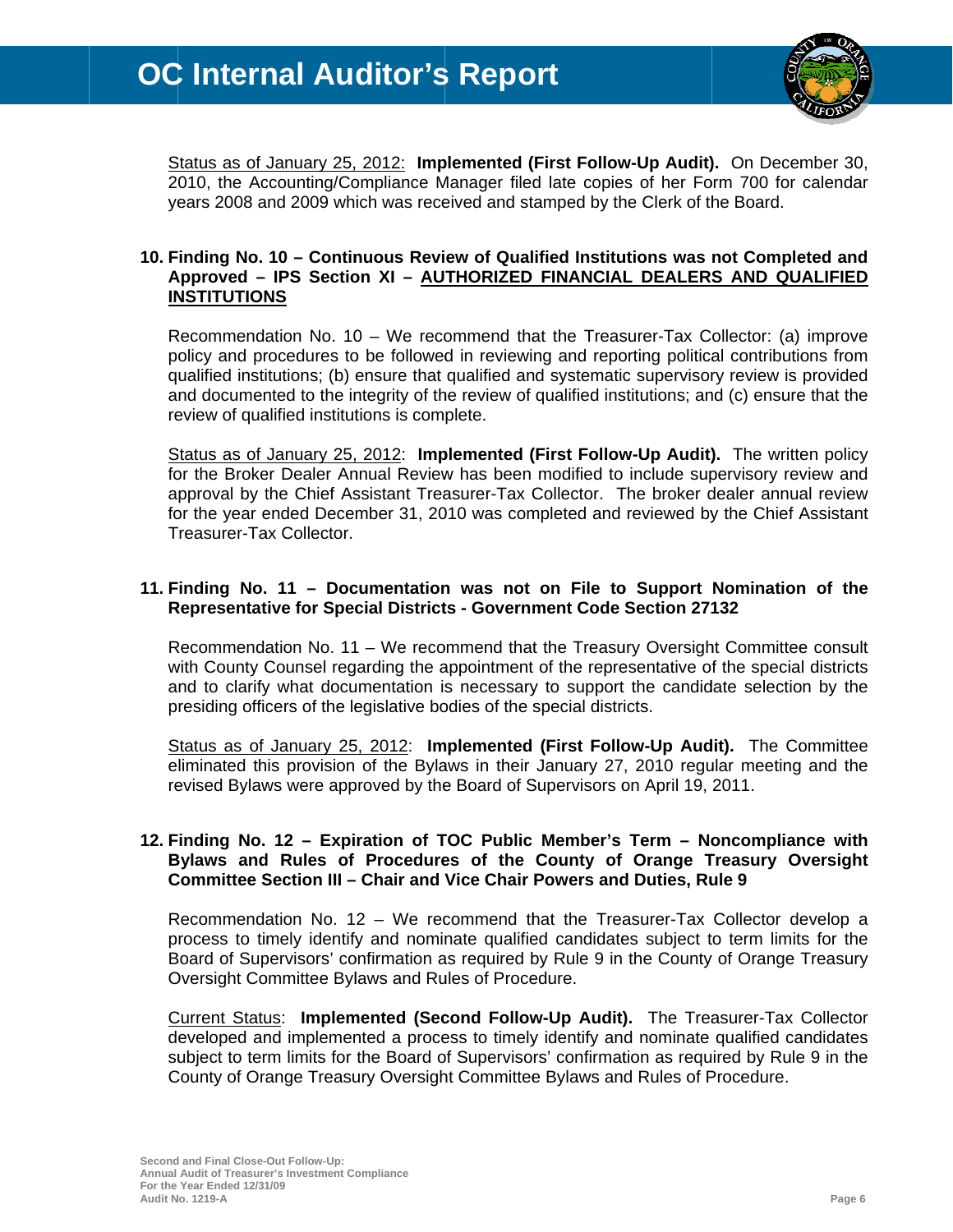<u>Status as of January 25, 2012:</u> **Implemented (First Follow-Up Audit).** On December 30, 2010, the Accounting/Compliance Manager filed late copies of her Form 700 for calendar years 2008 and 2009 which was received and stamped by the Clerk of the Board.

**10. Finding No. 10 – Continuous Review of Qualified Institutions was not Completed and Approved – IPS Section XI – <u>AUTHORIZED FINANCIAL DEALERS AND QUALIFIED INSTITUTIONS</u>**

Recommendation No. 10 – We recommend that the Treasurer-Tax Collector: (a) improve policy and procedures to be followed in reviewing and reporting political contributions from qualified institutions; (b) ensure that qualified and systematic supervisory review is provided and documented to the integrity of the review of qualified institutions; and (c) ensure that the review of qualified institutions is complete.

<u>Status as of January 25, 2012</u>: **Implemented (First Follow-Up Audit).** The written policy for the Broker Dealer Annual Review has been modified to include supervisory review and approval by the Chief Assistant Treasurer-Tax Collector. The broker dealer annual review for the year ended December 31, 2010 was completed and reviewed by the Chief Assistant Treasurer-Tax Collector.

**11. Finding No. 11 – Documentation was not on File to Support Nomination of the Representative for Special Districts - Government Code Section 27132**

Recommendation No. 11 – We recommend that the Treasury Oversight Committee consult with County Counsel regarding the appointment of the representative of the special districts and to clarify what documentation is necessary to support the candidate selection by the presiding officers of the legislative bodies of the special districts.

<u>Status as of January 25, 2012</u>: **Implemented (First Follow-Up Audit).** The Committee eliminated this provision of the Bylaws in their January 27, 2010 regular meeting and the revised Bylaws were approved by the Board of Supervisors on April 19, 2011.

**12. Finding No. 12 – Expiration of TOC Public Member's Term – Noncompliance with Bylaws and Rules of Procedures of the County of Orange Treasury Oversight Committee Section III – Chair and Vice Chair Powers and Duties, Rule 9**

Recommendation No. 12 – We recommend that the Treasurer-Tax Collector develop a process to timely identify and nominate qualified candidates subject to term limits for the Board of Supervisors' confirmation as required by Rule 9 in the County of Orange Treasury Oversight Committee Bylaws and Rules of Procedure.

<u>Current Status</u>: **Implemented (Second Follow-Up Audit).** The Treasurer-Tax Collector developed and implemented a process to timely identify and nominate qualified candidates subject to term limits for the Board of Supervisors' confirmation as required by Rule 9 in the County of Orange Treasury Oversight Committee Bylaws and Rules of Procedure.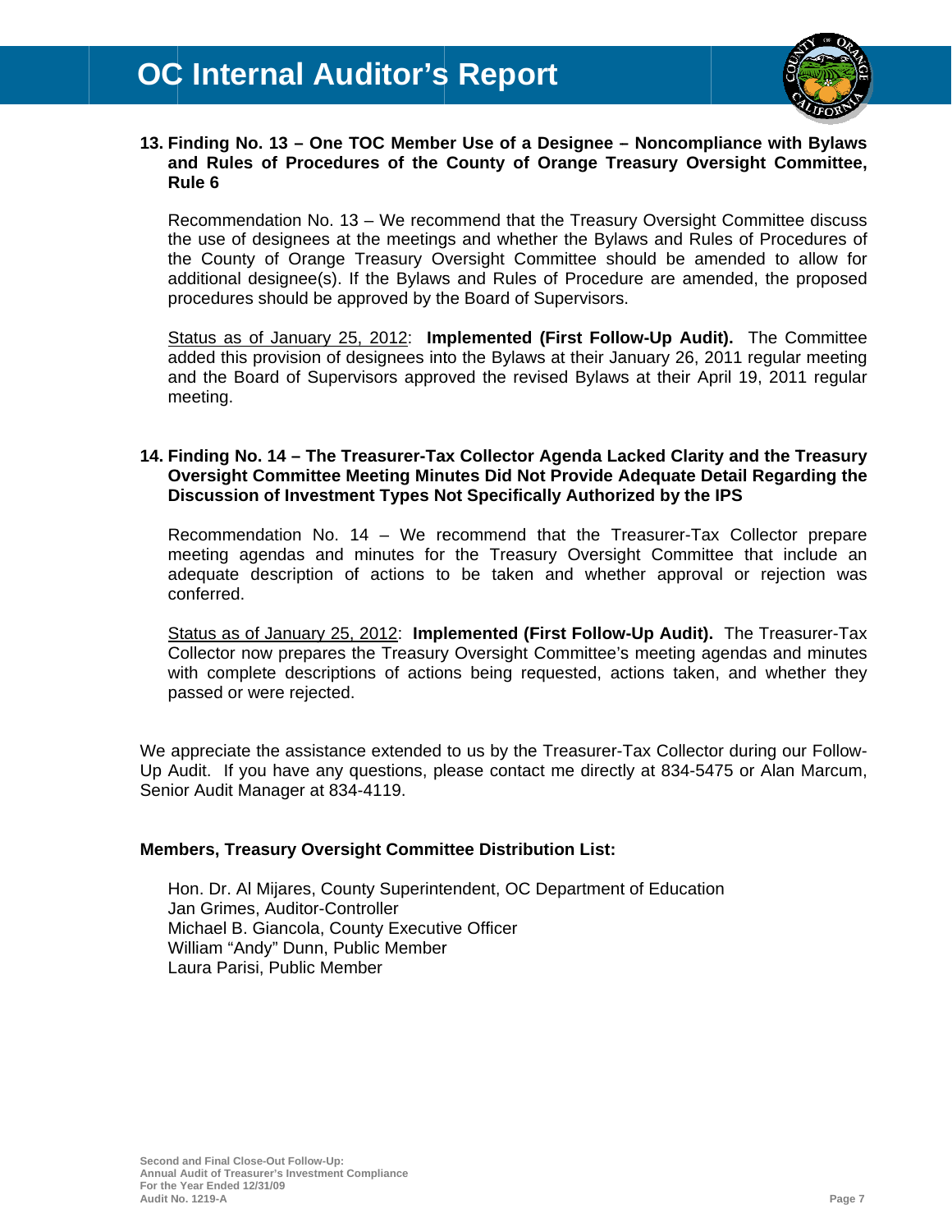**13. Finding No. 13 – One TOC Member Use of a Designee – Noncompliance with Bylaws and Rules of Procedures of the County of Orange Treasury Oversight Committee, Rule 6**

Recommendation No. 13 – We recommend that the Treasury Oversight Committee discuss the use of designees at the meetings and whether the Bylaws and Rules of Procedures of the County of Orange Treasury Oversight Committee should be amended to allow for additional designee(s). If the Bylaws and Rules of Procedure are amended, the proposed procedures should be approved by the Board of Supervisors.

Status as of January 25, 2012: **Implemented (First Follow-Up Audit).** The Committee added this provision of designees into the Bylaws at their January 26, 2011 regular meeting and the Board of Supervisors approved the revised Bylaws at their April 19, 2011 regular meeting.

**14. Finding No. 14 – The Treasurer-Tax Collector Agenda Lacked Clarity and the Treasury Oversight Committee Meeting Minutes Did Not Provide Adequate Detail Regarding the Discussion of Investment Types Not Specifically Authorized by the IPS**

Recommendation No. 14 – We recommend that the Treasurer-Tax Collector prepare meeting agendas and minutes for the Treasury Oversight Committee that include an adequate description of actions to be taken and whether approval or rejection was conferred.

Status as of January 25, 2012: **Implemented (First Follow-Up Audit).** The Treasurer-Tax Collector now prepares the Treasury Oversight Committee's meeting agendas and minutes with complete descriptions of actions being requested, actions taken, and whether they passed or were rejected.

We appreciate the assistance extended to us by the Treasurer-Tax Collector during our Follow-Up Audit. If you have any questions, please contact me directly at 834-5475 or Alan Marcum, Senior Audit Manager at 834-4119.

**Members, Treasury Oversight Committee Distribution List:**

Hon. Dr. Al Mijares, County Superintendent, OC Department of Education
Jan Grimes, Auditor-Controller
Michael B. Giancola, County Executive Officer
William "Andy" Dunn, Public Member
Laura Parisi, Public Member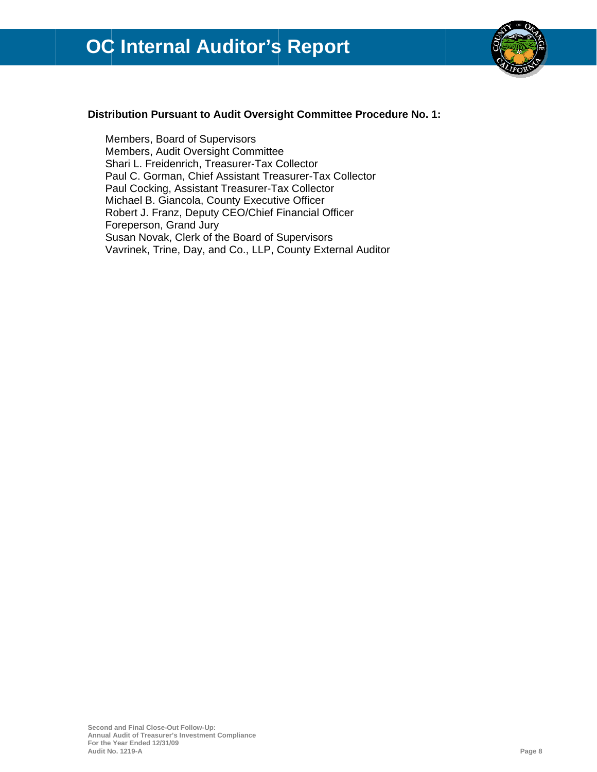**Distribution Pursuant to Audit Oversight Committee Procedure No. 1:**

Members, Board of Supervisors
Members, Audit Oversight Committee
Shari L. Freidenrich, Treasurer-Tax Collector
Paul C. Gorman, Chief Assistant Treasurer-Tax Collector
Paul Cocking, Assistant Treasurer-Tax Collector
Michael B. Giancola, County Executive Officer
Robert J. Franz, Deputy CEO/Chief Financial Officer
Foreperson, Grand Jury
Susan Novak, Clerk of the Board of Supervisors
Vavrinek, Trine, Day, and Co., LLP, County External Auditor